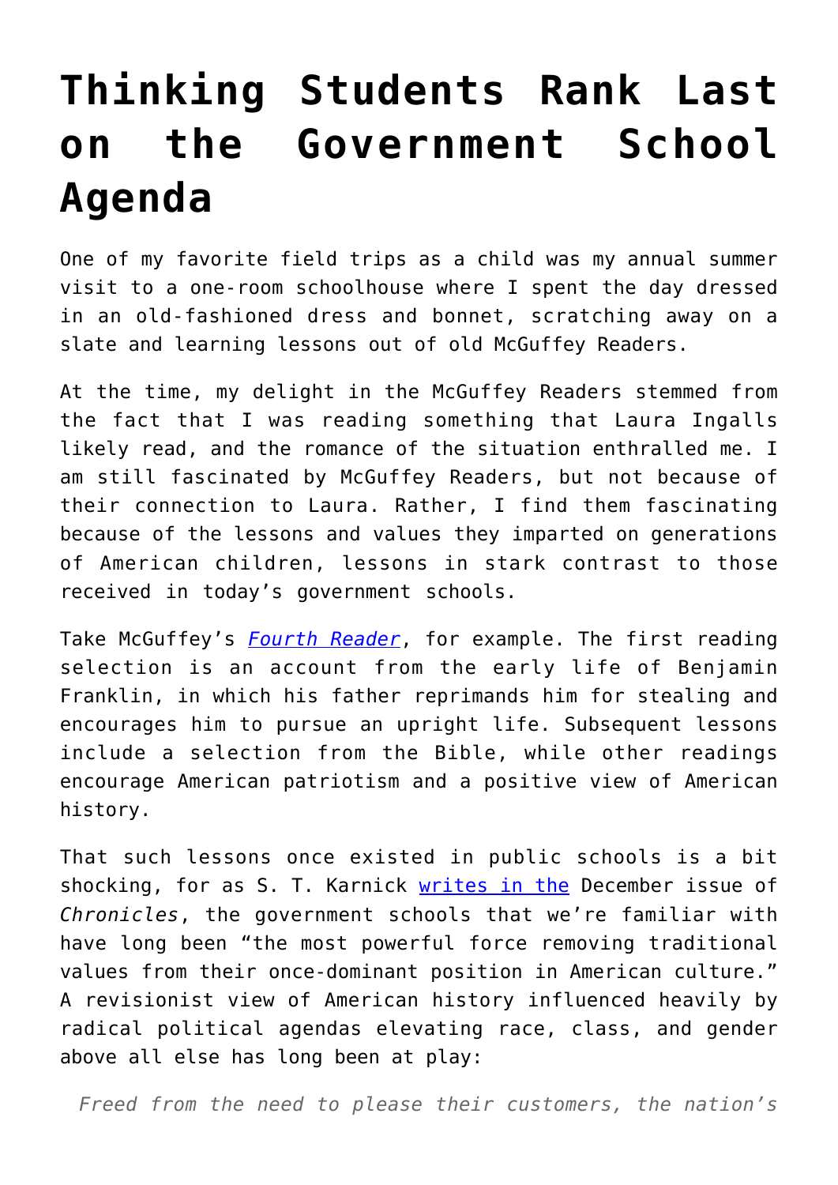# Thinking Students Rank Last on the Government School Agenda

One of my favorite field trips as a child was my annual summer visit to a one-room schoolhouse where I spent the day dressed in an old-fashioned dress and bonnet, scratching away on a slate and learning lessons out of old McGuffey Readers.

At the time, my delight in the McGuffey Readers stemmed from the fact that I was reading something that Laura Ingalls likely read, and the romance of the situation enthralled me. I am still fascinated by McGuffey Readers, but not because of their connection to Laura. Rather, I find them fascinating because of the lessons and values they imparted on generations of American children, lessons in stark contrast to those received in today's government schools.

Take McGuffey's *Fourth Reader*, for example. The first reading selection is an account from the early life of Benjamin Franklin, in which his father reprimands him for stealing and encourages him to pursue an upright life. Subsequent lessons include a selection from the Bible, while other readings encourage American patriotism and a positive view of American history.

That such lessons once existed in public schools is a bit shocking, for as S. T. Karnick writes in the December issue of *Chronicles*, the government schools that we're familiar with have long been "the most powerful force removing traditional values from their once-dominant position in American culture." A revisionist view of American history influenced heavily by radical political agendas elevating race, class, and gender above all else has long been at play:

> *Freed from the need to please their customers, the nation's*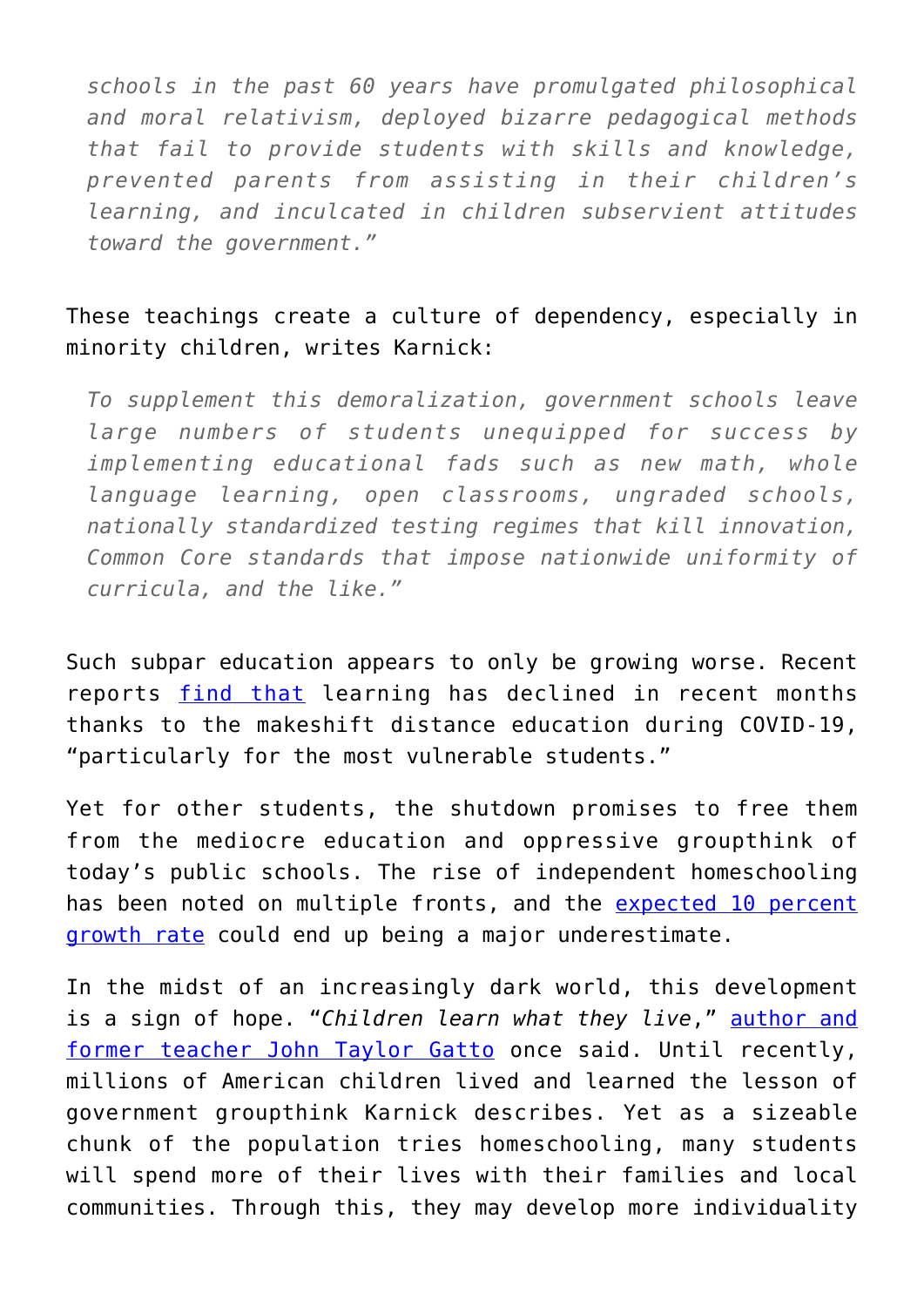> *schools in the past 60 years have promulgated philosophical and moral relativism, deployed bizarre pedagogical methods that fail to provide students with skills and knowledge, prevented parents from assisting in their children's learning, and inculcated in children subservient attitudes toward the government."*

These teachings create a culture of dependency, especially in minority children, writes Karnick:

> *To supplement this demoralization, government schools leave large numbers of students unequipped for success by implementing educational fads such as new math, whole language learning, open classrooms, ungraded schools, nationally standardized testing regimes that kill innovation, Common Core standards that impose nationwide uniformity of curricula, and the like."*

Such subpar education appears to only be growing worse. Recent reports find that learning has declined in recent months thanks to the makeshift distance education during COVID-19, "particularly for the most vulnerable students."

Yet for other students, the shutdown promises to free them from the mediocre education and oppressive groupthink of today's public schools. The rise of independent homeschooling has been noted on multiple fronts, and the expected 10 percent growth rate could end up being a major underestimate.

In the midst of an increasingly dark world, this development is a sign of hope. "*Children learn what they live*," author and former teacher John Taylor Gatto once said. Until recently, millions of American children lived and learned the lesson of government groupthink Karnick describes. Yet as a sizeable chunk of the population tries homeschooling, many students will spend more of their lives with their families and local communities. Through this, they may develop more individuality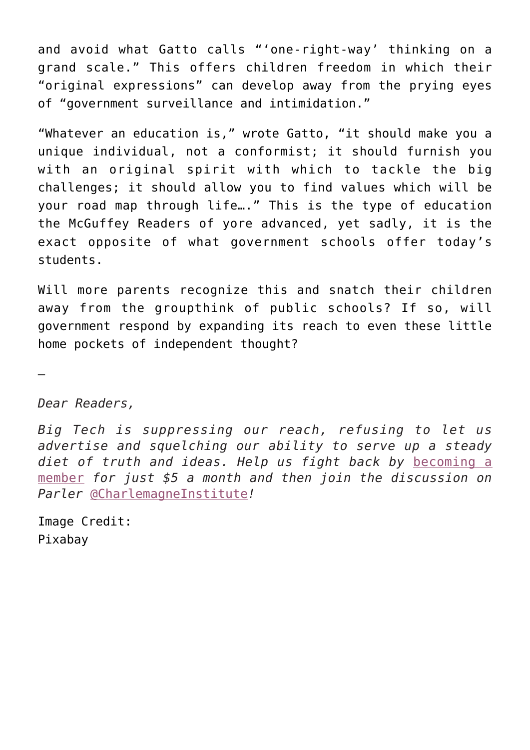and avoid what Gatto calls "'one-right-way' thinking on a grand scale." This offers children freedom in which their "original expressions" can develop away from the prying eyes of "government surveillance and intimidation."

"Whatever an education is," wrote Gatto, "it should make you a unique individual, not a conformist; it should furnish you with an original spirit with which to tackle the big challenges; it should allow you to find values which will be your road map through life…." This is the type of education the McGuffey Readers of yore advanced, yet sadly, it is the exact opposite of what government schools offer today's students.

Will more parents recognize this and snatch their children away from the groupthink of public schools? If so, will government respond by expanding its reach to even these little home pockets of independent thought?

—

*Dear Readers,*

*Big Tech is suppressing our reach, refusing to let us advertise and squelching our ability to serve up a steady diet of truth and ideas. Help us fight back by* [becoming a member](#) *for just $5 a month and then join the discussion on Parler* [@CharlemagneInstitute](#)*!*

Image Credit:
Pixabay